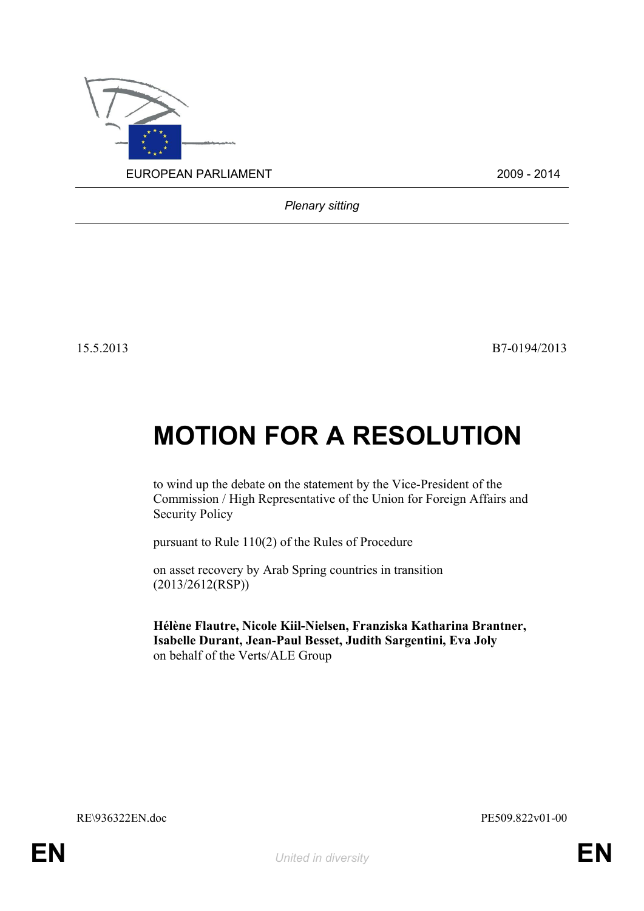EUROPEAN PARLIAMENT 2009 - 2014

*Plenary sitting*

15.5.2013 B7-0194/2013

# MOTION FOR A RESOLUTION

to wind up the debate on the statement by the Vice-President of the Commission / High Representative of the Union for Foreign Affairs and Security Policy

pursuant to Rule 110(2) of the Rules of Procedure

on asset recovery by Arab Spring countries in transition (2013/2612(RSP))

**Hélène Flautre, Nicole Kiil-Nielsen, Franziska Katharina Brantner, Isabelle Durant, Jean-Paul Besset, Judith Sargentini, Eva Joly**
on behalf of the Verts/ALE Group

RE\936322EN.doc PE509.822v01-00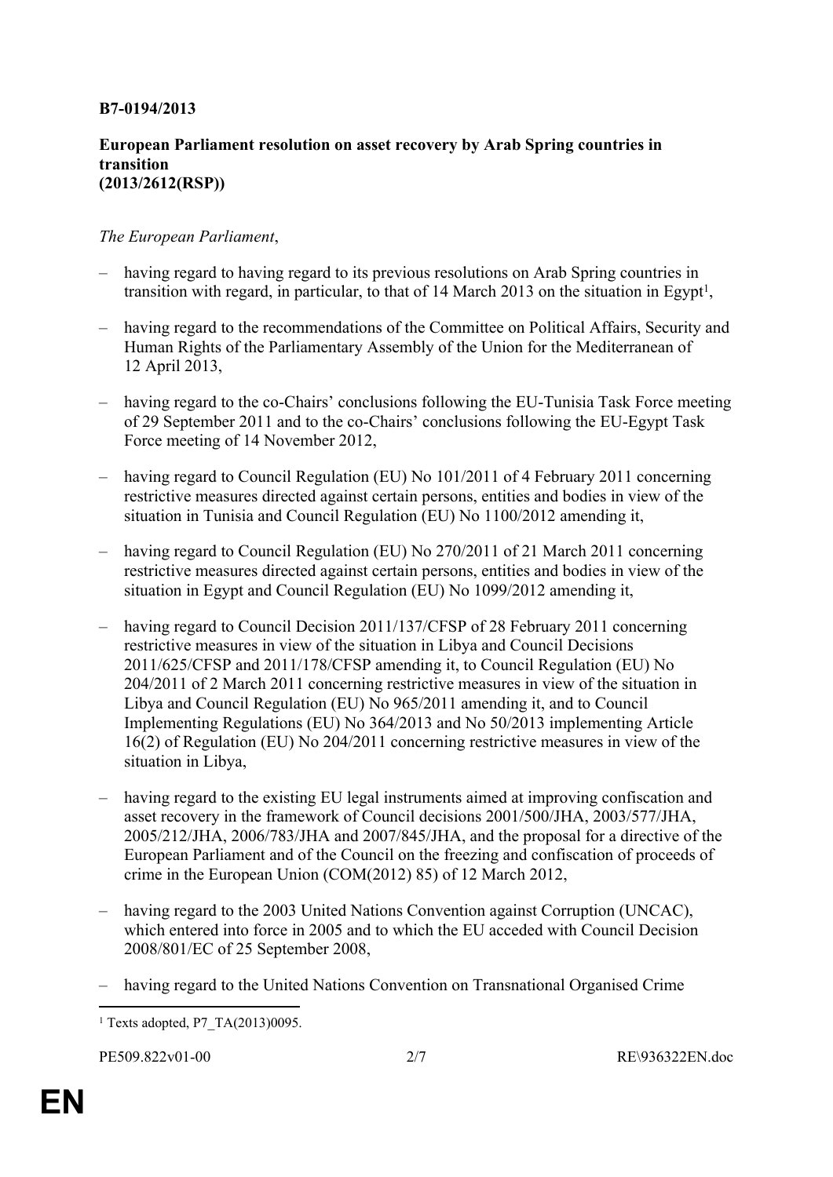**B7-0194/2013**

**European Parliament resolution on asset recovery by Arab Spring countries in transition**
**(2013/2612(RSP))**

*The European Parliament*,

– having regard to having regard to its previous resolutions on Arab Spring countries in transition with regard, in particular, to that of 14 March 2013 on the situation in Egypt[1],

– having regard to the recommendations of the Committee on Political Affairs, Security and Human Rights of the Parliamentary Assembly of the Union for the Mediterranean of 12 April 2013,

– having regard to the co-Chairs' conclusions following the EU-Tunisia Task Force meeting of 29 September 2011 and to the co-Chairs' conclusions following the EU-Egypt Task Force meeting of 14 November 2012,

– having regard to Council Regulation (EU) No 101/2011 of 4 February 2011 concerning restrictive measures directed against certain persons, entities and bodies in view of the situation in Tunisia and Council Regulation (EU) No 1100/2012 amending it,

– having regard to Council Regulation (EU) No 270/2011 of 21 March 2011 concerning restrictive measures directed against certain persons, entities and bodies in view of the situation in Egypt and Council Regulation (EU) No 1099/2012 amending it,

– having regard to Council Decision 2011/137/CFSP of 28 February 2011 concerning restrictive measures in view of the situation in Libya and Council Decisions 2011/625/CFSP and 2011/178/CFSP amending it, to Council Regulation (EU) No 204/2011 of 2 March 2011 concerning restrictive measures in view of the situation in Libya and Council Regulation (EU) No 965/2011 amending it, and to Council Implementing Regulations (EU) No 364/2013 and No 50/2013 implementing Article 16(2) of Regulation (EU) No 204/2011 concerning restrictive measures in view of the situation in Libya,

– having regard to the existing EU legal instruments aimed at improving confiscation and asset recovery in the framework of Council decisions 2001/500/JHA, 2003/577/JHA, 2005/212/JHA, 2006/783/JHA and 2007/845/JHA, and the proposal for a directive of the European Parliament and of the Council on the freezing and confiscation of proceeds of crime in the European Union (COM(2012) 85) of 12 March 2012,

– having regard to the 2003 United Nations Convention against Corruption (UNCAC), which entered into force in 2005 and to which the EU acceded with Council Decision 2008/801/EC of 25 September 2008,

– having regard to the United Nations Convention on Transnational Organised Crime

---

[1] Texts adopted, P7_TA(2013)0095.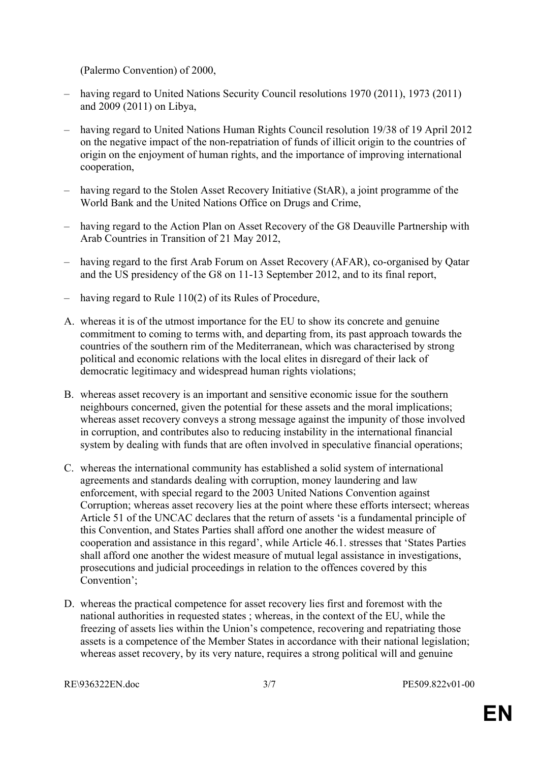(Palermo Convention) of 2000,

- having regard to United Nations Security Council resolutions 1970 (2011), 1973 (2011) and 2009 (2011) on Libya,
- having regard to United Nations Human Rights Council resolution 19/38 of 19 April 2012 on the negative impact of the non-repatriation of funds of illicit origin to the countries of origin on the enjoyment of human rights, and the importance of improving international cooperation,
- having regard to the Stolen Asset Recovery Initiative (StAR), a joint programme of the World Bank and the United Nations Office on Drugs and Crime,
- having regard to the Action Plan on Asset Recovery of the G8 Deauville Partnership with Arab Countries in Transition of 21 May 2012,
- having regard to the first Arab Forum on Asset Recovery (AFAR), co-organised by Qatar and the US presidency of the G8 on 11-13 September 2012, and to its final report,
- having regard to Rule 110(2) of its Rules of Procedure,

A. whereas it is of the utmost importance for the EU to show its concrete and genuine commitment to coming to terms with, and departing from, its past approach towards the countries of the southern rim of the Mediterranean, which was characterised by strong political and economic relations with the local elites in disregard of their lack of democratic legitimacy and widespread human rights violations;

B. whereas asset recovery is an important and sensitive economic issue for the southern neighbours concerned, given the potential for these assets and the moral implications; whereas asset recovery conveys a strong message against the impunity of those involved in corruption, and contributes also to reducing instability in the international financial system by dealing with funds that are often involved in speculative financial operations;

C. whereas the international community has established a solid system of international agreements and standards dealing with corruption, money laundering and law enforcement, with special regard to the 2003 United Nations Convention against Corruption; whereas asset recovery lies at the point where these efforts intersect; whereas Article 51 of the UNCAC declares that the return of assets 'is a fundamental principle of this Convention, and States Parties shall afford one another the widest measure of cooperation and assistance in this regard', while Article 46.1. stresses that 'States Parties shall afford one another the widest measure of mutual legal assistance in investigations, prosecutions and judicial proceedings in relation to the offences covered by this Convention';

D. whereas the practical competence for asset recovery lies first and foremost with the national authorities in requested states ; whereas, in the context of the EU, while the freezing of assets lies within the Union's competence, recovering and repatriating those assets is a competence of the Member States in accordance with their national legislation; whereas asset recovery, by its very nature, requires a strong political will and genuine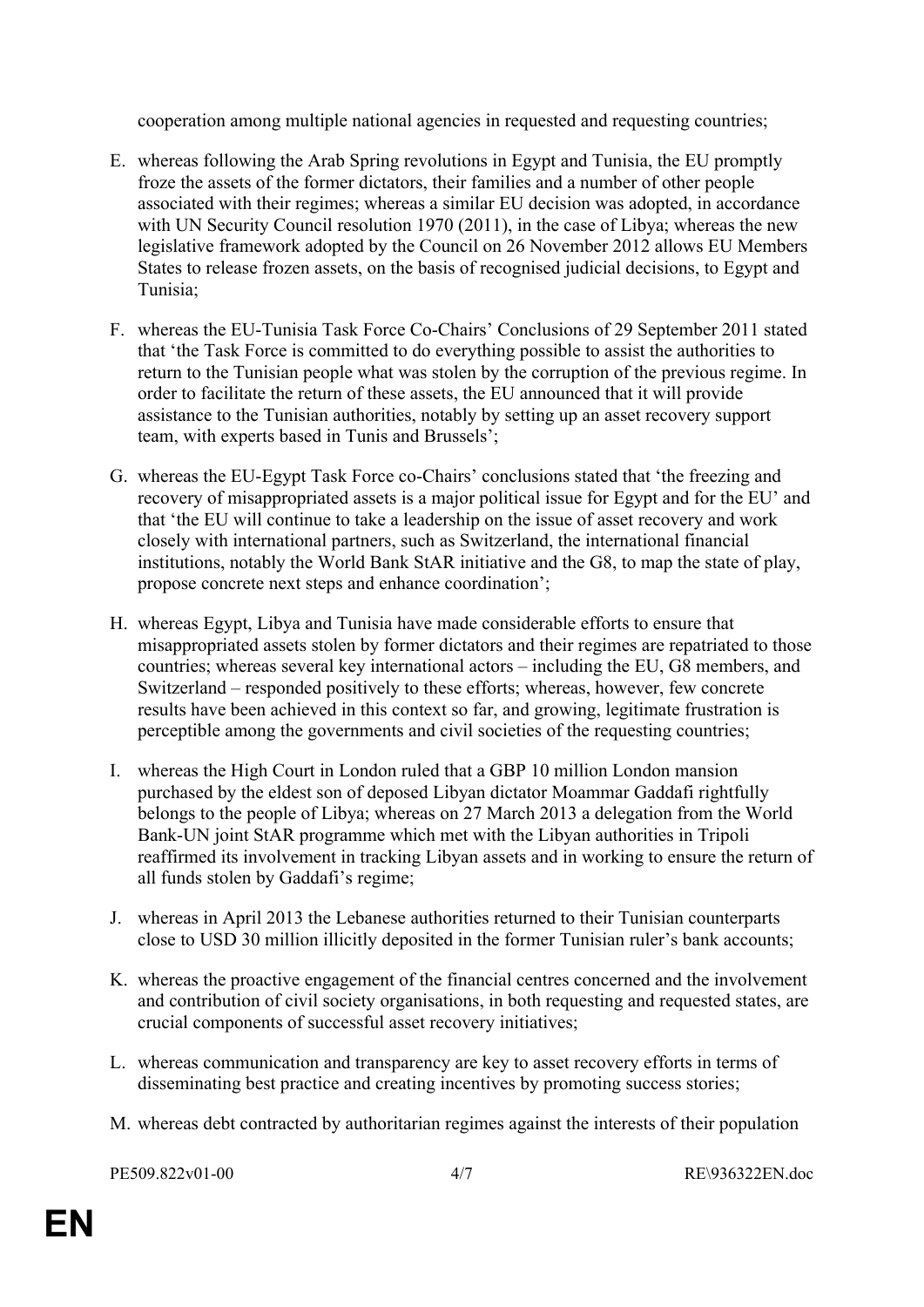cooperation among multiple national agencies in requested and requesting countries;

E. whereas following the Arab Spring revolutions in Egypt and Tunisia, the EU promptly froze the assets of the former dictators, their families and a number of other people associated with their regimes; whereas a similar EU decision was adopted, in accordance with UN Security Council resolution 1970 (2011), in the case of Libya; whereas the new legislative framework adopted by the Council on 26 November 2012 allows EU Members States to release frozen assets, on the basis of recognised judicial decisions, to Egypt and Tunisia;

F. whereas the EU-Tunisia Task Force Co-Chairs' Conclusions of 29 September 2011 stated that 'the Task Force is committed to do everything possible to assist the authorities to return to the Tunisian people what was stolen by the corruption of the previous regime. In order to facilitate the return of these assets, the EU announced that it will provide assistance to the Tunisian authorities, notably by setting up an asset recovery support team, with experts based in Tunis and Brussels';

G. whereas the EU-Egypt Task Force co-Chairs' conclusions stated that 'the freezing and recovery of misappropriated assets is a major political issue for Egypt and for the EU' and that 'the EU will continue to take a leadership on the issue of asset recovery and work closely with international partners, such as Switzerland, the international financial institutions, notably the World Bank StAR initiative and the G8, to map the state of play, propose concrete next steps and enhance coordination';

H. whereas Egypt, Libya and Tunisia have made considerable efforts to ensure that misappropriated assets stolen by former dictators and their regimes are repatriated to those countries; whereas several key international actors – including the EU, G8 members, and Switzerland – responded positively to these efforts; whereas, however, few concrete results have been achieved in this context so far, and growing, legitimate frustration is perceptible among the governments and civil societies of the requesting countries;

I. whereas the High Court in London ruled that a GBP 10 million London mansion purchased by the eldest son of deposed Libyan dictator Moammar Gaddafi rightfully belongs to the people of Libya; whereas on 27 March 2013 a delegation from the World Bank-UN joint StAR programme which met with the Libyan authorities in Tripoli reaffirmed its involvement in tracking Libyan assets and in working to ensure the return of all funds stolen by Gaddafi's regime;

J. whereas in April 2013 the Lebanese authorities returned to their Tunisian counterparts close to USD 30 million illicitly deposited in the former Tunisian ruler's bank accounts;

K. whereas the proactive engagement of the financial centres concerned and the involvement and contribution of civil society organisations, in both requesting and requested states, are crucial components of successful asset recovery initiatives;

L. whereas communication and transparency are key to asset recovery efforts in terms of disseminating best practice and creating incentives by promoting success stories;

M. whereas debt contracted by authoritarian regimes against the interests of their population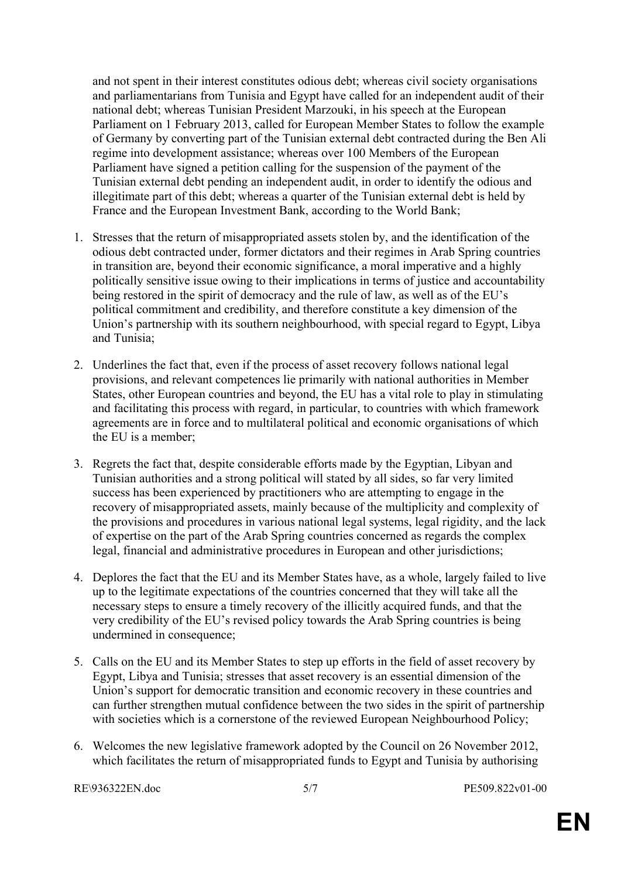and not spent in their interest constitutes odious debt; whereas civil society organisations and parliamentarians from Tunisia and Egypt have called for an independent audit of their national debt; whereas Tunisian President Marzouki, in his speech at the European Parliament on 1 February 2013, called for European Member States to follow the example of Germany by converting part of the Tunisian external debt contracted during the Ben Ali regime into development assistance; whereas over 100 Members of the European Parliament have signed a petition calling for the suspension of the payment of the Tunisian external debt pending an independent audit, in order to identify the odious and illegitimate part of this debt; whereas a quarter of the Tunisian external debt is held by France and the European Investment Bank, according to the World Bank;

1. Stresses that the return of misappropriated assets stolen by, and the identification of the odious debt contracted under, former dictators and their regimes in Arab Spring countries in transition are, beyond their economic significance, a moral imperative and a highly politically sensitive issue owing to their implications in terms of justice and accountability being restored in the spirit of democracy and the rule of law, as well as of the EU's political commitment and credibility, and therefore constitute a key dimension of the Union's partnership with its southern neighbourhood, with special regard to Egypt, Libya and Tunisia;

2. Underlines the fact that, even if the process of asset recovery follows national legal provisions, and relevant competences lie primarily with national authorities in Member States, other European countries and beyond, the EU has a vital role to play in stimulating and facilitating this process with regard, in particular, to countries with which framework agreements are in force and to multilateral political and economic organisations of which the EU is a member;

3. Regrets the fact that, despite considerable efforts made by the Egyptian, Libyan and Tunisian authorities and a strong political will stated by all sides, so far very limited success has been experienced by practitioners who are attempting to engage in the recovery of misappropriated assets, mainly because of the multiplicity and complexity of the provisions and procedures in various national legal systems, legal rigidity, and the lack of expertise on the part of the Arab Spring countries concerned as regards the complex legal, financial and administrative procedures in European and other jurisdictions;

4. Deplores the fact that the EU and its Member States have, as a whole, largely failed to live up to the legitimate expectations of the countries concerned that they will take all the necessary steps to ensure a timely recovery of the illicitly acquired funds, and that the very credibility of the EU's revised policy towards the Arab Spring countries is being undermined in consequence;

5. Calls on the EU and its Member States to step up efforts in the field of asset recovery by Egypt, Libya and Tunisia; stresses that asset recovery is an essential dimension of the Union's support for democratic transition and economic recovery in these countries and can further strengthen mutual confidence between the two sides in the spirit of partnership with societies which is a cornerstone of the reviewed European Neighbourhood Policy;

6. Welcomes the new legislative framework adopted by the Council on 26 November 2012, which facilitates the return of misappropriated funds to Egypt and Tunisia by authorising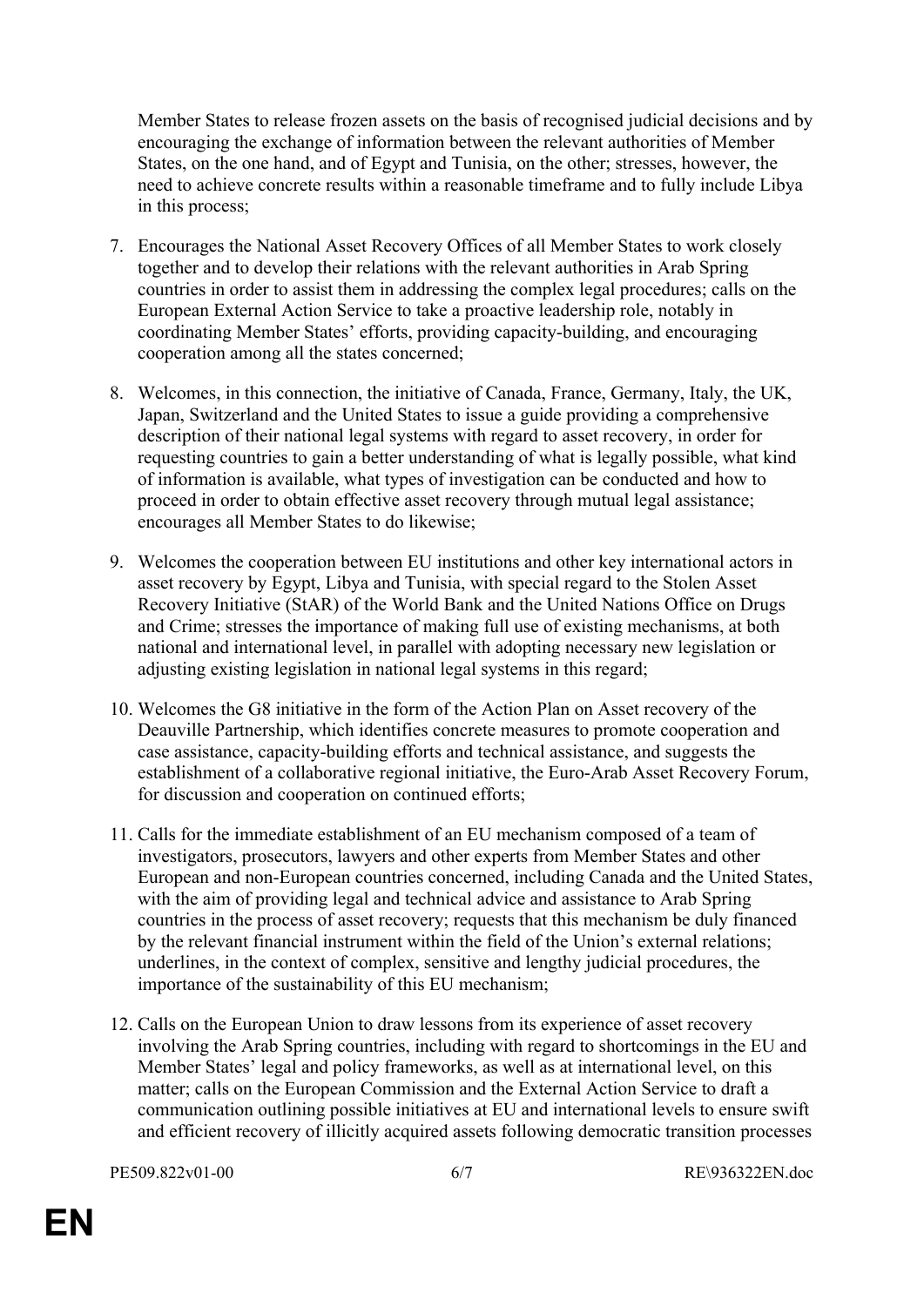Member States to release frozen assets on the basis of recognised judicial decisions and by encouraging the exchange of information between the relevant authorities of Member States, on the one hand, and of Egypt and Tunisia, on the other; stresses, however, the need to achieve concrete results within a reasonable timeframe and to fully include Libya in this process;

7. Encourages the National Asset Recovery Offices of all Member States to work closely together and to develop their relations with the relevant authorities in Arab Spring countries in order to assist them in addressing the complex legal procedures; calls on the European External Action Service to take a proactive leadership role, notably in coordinating Member States' efforts, providing capacity-building, and encouraging cooperation among all the states concerned;

8. Welcomes, in this connection, the initiative of Canada, France, Germany, Italy, the UK, Japan, Switzerland and the United States to issue a guide providing a comprehensive description of their national legal systems with regard to asset recovery, in order for requesting countries to gain a better understanding of what is legally possible, what kind of information is available, what types of investigation can be conducted and how to proceed in order to obtain effective asset recovery through mutual legal assistance; encourages all Member States to do likewise;

9. Welcomes the cooperation between EU institutions and other key international actors in asset recovery by Egypt, Libya and Tunisia, with special regard to the Stolen Asset Recovery Initiative (StAR) of the World Bank and the United Nations Office on Drugs and Crime; stresses the importance of making full use of existing mechanisms, at both national and international level, in parallel with adopting necessary new legislation or adjusting existing legislation in national legal systems in this regard;

10. Welcomes the G8 initiative in the form of the Action Plan on Asset recovery of the Deauville Partnership, which identifies concrete measures to promote cooperation and case assistance, capacity-building efforts and technical assistance, and suggests the establishment of a collaborative regional initiative, the Euro-Arab Asset Recovery Forum, for discussion and cooperation on continued efforts;

11. Calls for the immediate establishment of an EU mechanism composed of a team of investigators, prosecutors, lawyers and other experts from Member States and other European and non-European countries concerned, including Canada and the United States, with the aim of providing legal and technical advice and assistance to Arab Spring countries in the process of asset recovery; requests that this mechanism be duly financed by the relevant financial instrument within the field of the Union's external relations; underlines, in the context of complex, sensitive and lengthy judicial procedures, the importance of the sustainability of this EU mechanism;

12. Calls on the European Union to draw lessons from its experience of asset recovery involving the Arab Spring countries, including with regard to shortcomings in the EU and Member States' legal and policy frameworks, as well as at international level, on this matter; calls on the European Commission and the External Action Service to draft a communication outlining possible initiatives at EU and international levels to ensure swift and efficient recovery of illicitly acquired assets following democratic transition processes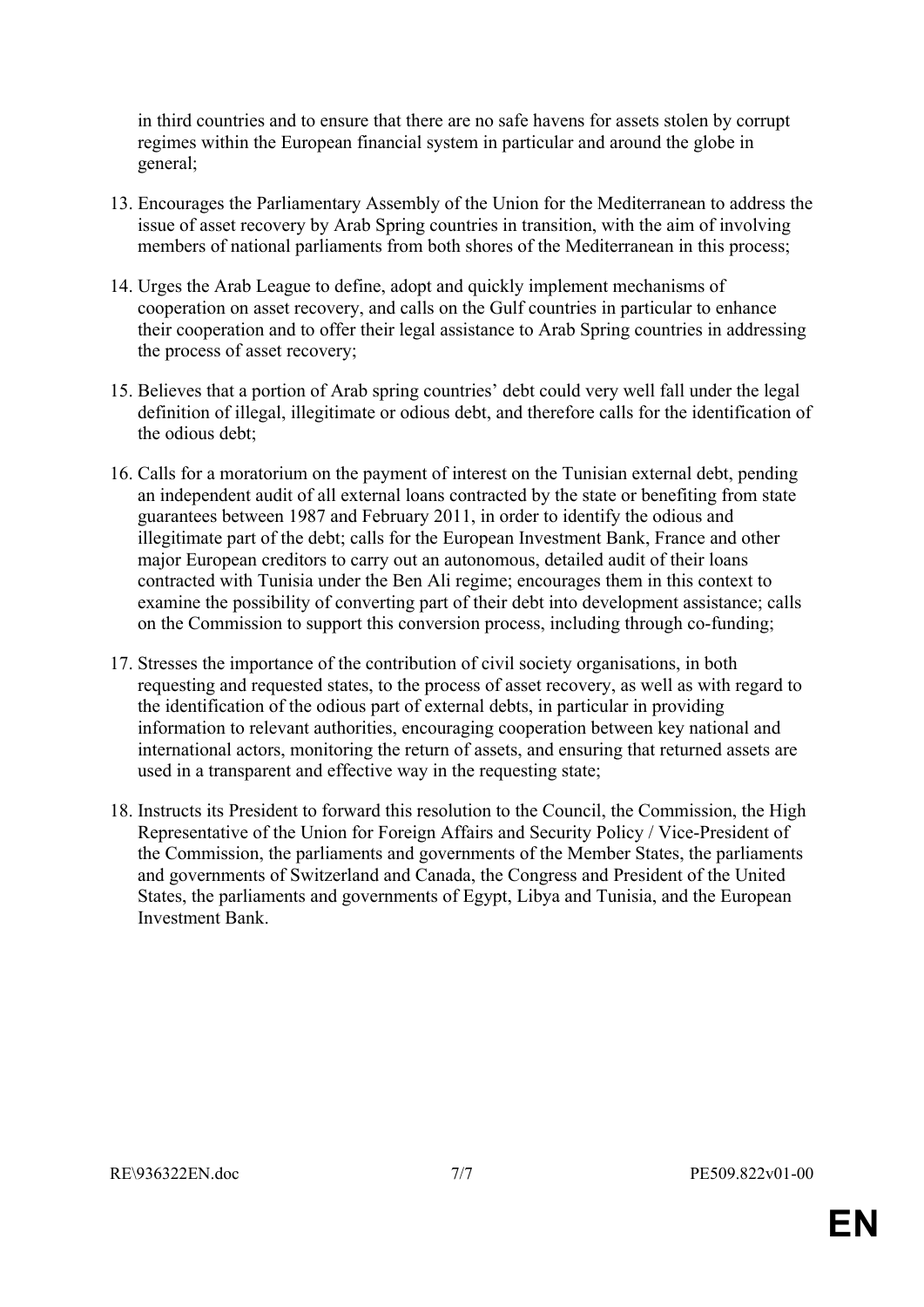in third countries and to ensure that there are no safe havens for assets stolen by corrupt regimes within the European financial system in particular and around the globe in general;

13. Encourages the Parliamentary Assembly of the Union for the Mediterranean to address the issue of asset recovery by Arab Spring countries in transition, with the aim of involving members of national parliaments from both shores of the Mediterranean in this process;

14. Urges the Arab League to define, adopt and quickly implement mechanisms of cooperation on asset recovery, and calls on the Gulf countries in particular to enhance their cooperation and to offer their legal assistance to Arab Spring countries in addressing the process of asset recovery;

15. Believes that a portion of Arab spring countries' debt could very well fall under the legal definition of illegal, illegitimate or odious debt, and therefore calls for the identification of the odious debt;

16. Calls for a moratorium on the payment of interest on the Tunisian external debt, pending an independent audit of all external loans contracted by the state or benefiting from state guarantees between 1987 and February 2011, in order to identify the odious and illegitimate part of the debt; calls for the European Investment Bank, France and other major European creditors to carry out an autonomous, detailed audit of their loans contracted with Tunisia under the Ben Ali regime; encourages them in this context to examine the possibility of converting part of their debt into development assistance; calls on the Commission to support this conversion process, including through co-funding;

17. Stresses the importance of the contribution of civil society organisations, in both requesting and requested states, to the process of asset recovery, as well as with regard to the identification of the odious part of external debts, in particular in providing information to relevant authorities, encouraging cooperation between key national and international actors, monitoring the return of assets, and ensuring that returned assets are used in a transparent and effective way in the requesting state;

18. Instructs its President to forward this resolution to the Council, the Commission, the High Representative of the Union for Foreign Affairs and Security Policy / Vice-President of the Commission, the parliaments and governments of the Member States, the parliaments and governments of Switzerland and Canada, the Congress and President of the United States, the parliaments and governments of Egypt, Libya and Tunisia, and the European Investment Bank.